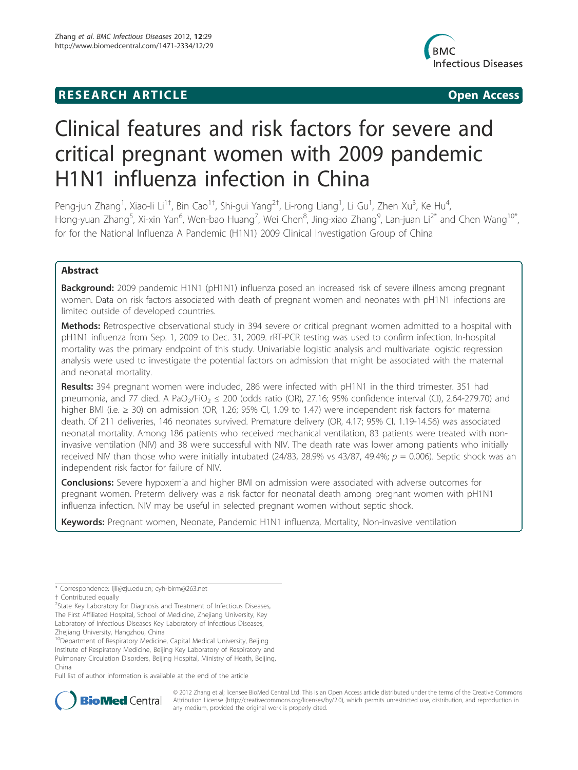RESEARCH ARTICLE Open Access

# Clinical features and risk factors for severe and critical pregnant women with 2009 pandemic H1N1 influenza infection in China

Peng-jun Zhang[1], Xiao-li Li[1†], Bin Cao[1†], Shi-gui Yang[2†], Li-rong Liang[1], Li Gu[1], Zhen Xu[3], Ke Hu[4], Hong-yuan Zhang[5], Xi-xin Yan[6], Wen-bao Huang[7], Wei Chen[8], Jing-xiao Zhang[9], Lan-juan Li[2*] and Chen Wang[10*], for for the National Influenza A Pandemic (H1N1) 2009 Clinical Investigation Group of China

## Abstract

**Background:** 2009 pandemic H1N1 (pH1N1) influenza posed an increased risk of severe illness among pregnant women. Data on risk factors associated with death of pregnant women and neonates with pH1N1 infections are limited outside of developed countries.

**Methods:** Retrospective observational study in 394 severe or critical pregnant women admitted to a hospital with pH1N1 influenza from Sep. 1, 2009 to Dec. 31, 2009. rRT-PCR testing was used to confirm infection. In-hospital mortality was the primary endpoint of this study. Univariable logistic analysis and multivariate logistic regression analysis were used to investigate the potential factors on admission that might be associated with the maternal and neonatal mortality.

**Results:** 394 pregnant women were included, 286 were infected with pH1N1 in the third trimester. 351 had pneumonia, and 77 died. A $PaO_2/FiO_2 \leq 200$ (odds ratio (OR), 27.16; 95% confidence interval (CI), 2.64-279.70) and higher BMI (i.e. ≥ 30) on admission (OR, 1.26; 95% CI, 1.09 to 1.47) were independent risk factors for maternal death. Of 211 deliveries, 146 neonates survived. Premature delivery (OR, 4.17; 95% CI, 1.19-14.56) was associated neonatal mortality. Among 186 patients who received mechanical ventilation, 83 patients were treated with non-invasive ventilation (NIV) and 38 were successful with NIV. The death rate was lower among patients who initially received NIV than those who were initially intubated (24/83, 28.9% vs 43/87, 49.4%; $p = 0.006$). Septic shock was an independent risk factor for failure of NIV.

**Conclusions:** Severe hypoxemia and higher BMI on admission were associated with adverse outcomes for pregnant women. Preterm delivery was a risk factor for neonatal death among pregnant women with pH1N1 influenza infection. NIV may be useful in selected pregnant women without septic shock.

**Keywords:** Pregnant women, Neonate, Pandemic H1N1 influenza, Mortality, Non-invasive ventilation

\* Correspondence: ljli@zju.edu.cn; cyh-birm@263.net
† Contributed equally
[2]State Key Laboratory for Diagnosis and Treatment of Infectious Diseases, The First Affiliated Hospital, School of Medicine, Zhejiang University, Key Laboratory of Infectious Diseases Key Laboratory of Infectious Diseases, Zhejiang University, Hangzhou, China
[10]Department of Respiratory Medicine, Capital Medical University, Beijing Institute of Respiratory Medicine, Beijing Key Laboratory of Respiratory and Pulmonary Circulation Disorders, Beijing Hospital, Ministry of Heath, Beijing, China
Full list of author information is available at the end of the article

© 2012 Zhang et al; licensee BioMed Central Ltd. This is an Open Access article distributed under the terms of the Creative Commons Attribution License (http://creativecommons.org/licenses/by/2.0), which permits unrestricted use, distribution, and reproduction in any medium, provided the original work is properly cited.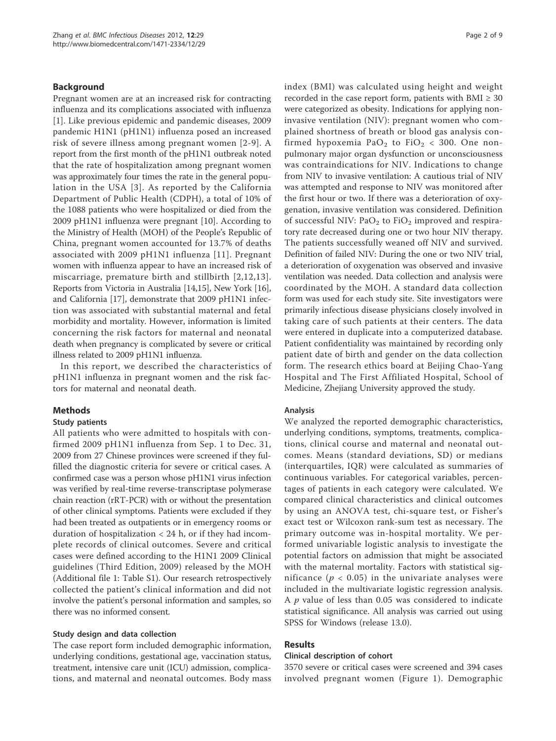## Background

Pregnant women are at an increased risk for contracting influenza and its complications associated with influenza [1]. Like previous epidemic and pandemic diseases, 2009 pandemic H1N1 (pH1N1) influenza posed an increased risk of severe illness among pregnant women [2-9]. A report from the first month of the pH1N1 outbreak noted that the rate of hospitalization among pregnant women was approximately four times the rate in the general population in the USA [3]. As reported by the California Department of Public Health (CDPH), a total of 10% of the 1088 patients who were hospitalized or died from the 2009 pH1N1 influenza were pregnant [10]. According to the Ministry of Health (MOH) of the People's Republic of China, pregnant women accounted for 13.7% of deaths associated with 2009 pH1N1 influenza [11]. Pregnant women with influenza appear to have an increased risk of miscarriage, premature birth and stillbirth [2,12,13]. Reports from Victoria in Australia [14,15], New York [16], and California [17], demonstrate that 2009 pH1N1 infection was associated with substantial maternal and fetal morbidity and mortality. However, information is limited concerning the risk factors for maternal and neonatal death when pregnancy is complicated by severe or critical illness related to 2009 pH1N1 influenza.

In this report, we described the characteristics of pH1N1 influenza in pregnant women and the risk factors for maternal and neonatal death.

## Methods

### Study patients

All patients who were admitted to hospitals with confirmed 2009 pH1N1 influenza from Sep. 1 to Dec. 31, 2009 from 27 Chinese provinces were screened if they fulfilled the diagnostic criteria for severe or critical cases. A confirmed case was a person whose pH1N1 virus infection was verified by real-time reverse-transcriptase polymerase chain reaction (rRT-PCR) with or without the presentation of other clinical symptoms. Patients were excluded if they had been treated as outpatients or in emergency rooms or duration of hospitalization < 24 h, or if they had incomplete records of clinical outcomes. Severe and critical cases were defined according to the H1N1 2009 Clinical guidelines (Third Edition, 2009) released by the MOH (Additional file 1: Table S1). Our research retrospectively collected the patient's clinical information and did not involve the patient's personal information and samples, so there was no informed consent.

### Study design and data collection

The case report form included demographic information, underlying conditions, gestational age, vaccination status, treatment, intensive care unit (ICU) admission, complications, and maternal and neonatal outcomes. Body mass index (BMI) was calculated using height and weight recorded in the case report form, patients with BMI ≥ 30 were categorized as obesity. Indications for applying non-invasive ventilation (NIV): pregnant women who complained shortness of breath or blood gas analysis confirmed hypoxemia $PaO_2$ to $FiO_2$ < 300. One non-pulmonary major organ dysfunction or unconsciousness was contraindications for NIV. Indications to change from NIV to invasive ventilation: A cautious trial of NIV was attempted and response to NIV was monitored after the first hour or two. If there was a deterioration of oxygenation, invasive ventilation was considered. Definition of successful NIV: $PaO_2$ to $FiO_2$ improved and respiratory rate decreased during one or two hour NIV therapy. The patients successfully weaned off NIV and survived. Definition of failed NIV: During the one or two NIV trial, a deterioration of oxygenation was observed and invasive ventilation was needed. Data collection and analysis were coordinated by the MOH. A standard data collection form was used for each study site. Site investigators were primarily infectious disease physicians closely involved in taking care of such patients at their centers. The data were entered in duplicate into a computerized database. Patient confidentiality was maintained by recording only patient date of birth and gender on the data collection form. The research ethics board at Beijing Chao-Yang Hospital and The First Affiliated Hospital, School of Medicine, Zhejiang University approved the study.

### Analysis

We analyzed the reported demographic characteristics, underlying conditions, symptoms, treatments, complications, clinical course and maternal and neonatal outcomes. Means (standard deviations, SD) or medians (interquartiles, IQR) were calculated as summaries of continuous variables. For categorical variables, percentages of patients in each category were calculated. We compared clinical characteristics and clinical outcomes by using an ANOVA test, chi-square test, or Fisher's exact test or Wilcoxon rank-sum test as necessary. The primary outcome was in-hospital mortality. We performed univariable logistic analysis to investigate the potential factors on admission that might be associated with the maternal mortality. Factors with statistical significance ($p < 0.05$) in the univariate analyses were included in the multivariate logistic regression analysis. A $p$ value of less than 0.05 was considered to indicate statistical significance. All analysis was carried out using SPSS for Windows (release 13.0).

## Results

### Clinical description of cohort

3570 severe or critical cases were screened and 394 cases involved pregnant women (Figure 1). Demographic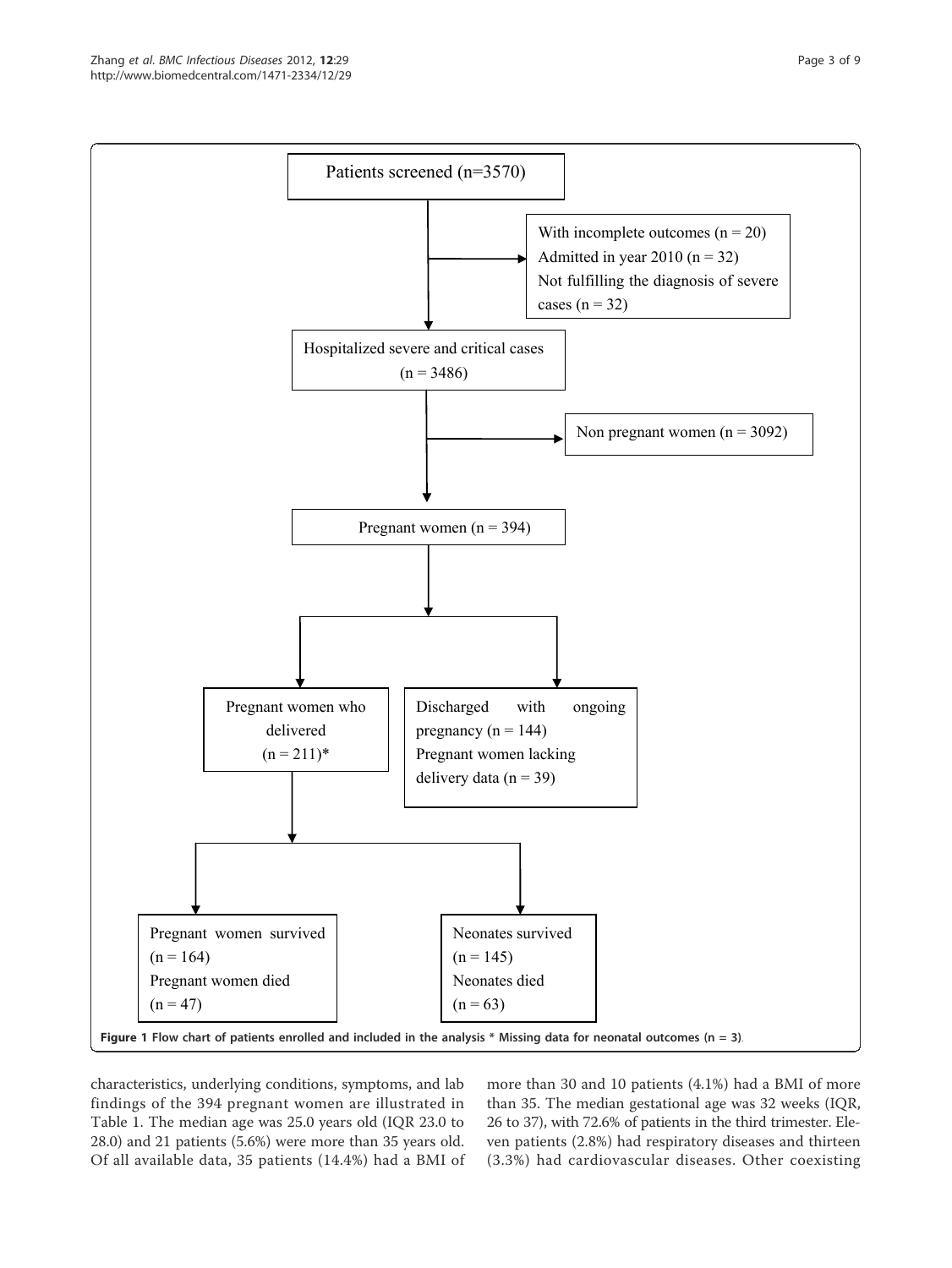Patients screened (n=3570)

With incomplete outcomes (n = 20)
Admitted in year 2010 (n = 32)
Not fulfilling the diagnosis of severe cases (n = 32)

Hospitalized severe and critical cases (n = 3486)

Non pregnant women (n = 3092)

Pregnant women (n = 394)

Pregnant women who delivered (n = 211)*

Discharged with ongoing pregnancy (n = 144)
Pregnant women lacking delivery data (n = 39)

Pregnant women survived (n = 164)
Pregnant women died (n = 47)

Neonates survived (n = 145)
Neonates died (n = 63)

**Figure 1 Flow chart of patients enrolled and included in the analysis * Missing data for neonatal outcomes (n = 3)**.

characteristics, underlying conditions, symptoms, and lab findings of the 394 pregnant women are illustrated in Table 1. The median age was 25.0 years old (IQR 23.0 to 28.0) and 21 patients (5.6%) were more than 35 years old. Of all available data, 35 patients (14.4%) had a BMI of more than 30 and 10 patients (4.1%) had a BMI of more than 35. The median gestational age was 32 weeks (IQR, 26 to 37), with 72.6% of patients in the third trimester. Eleven patients (2.8%) had respiratory diseases and thirteen (3.3%) had cardiovascular diseases. Other coexisting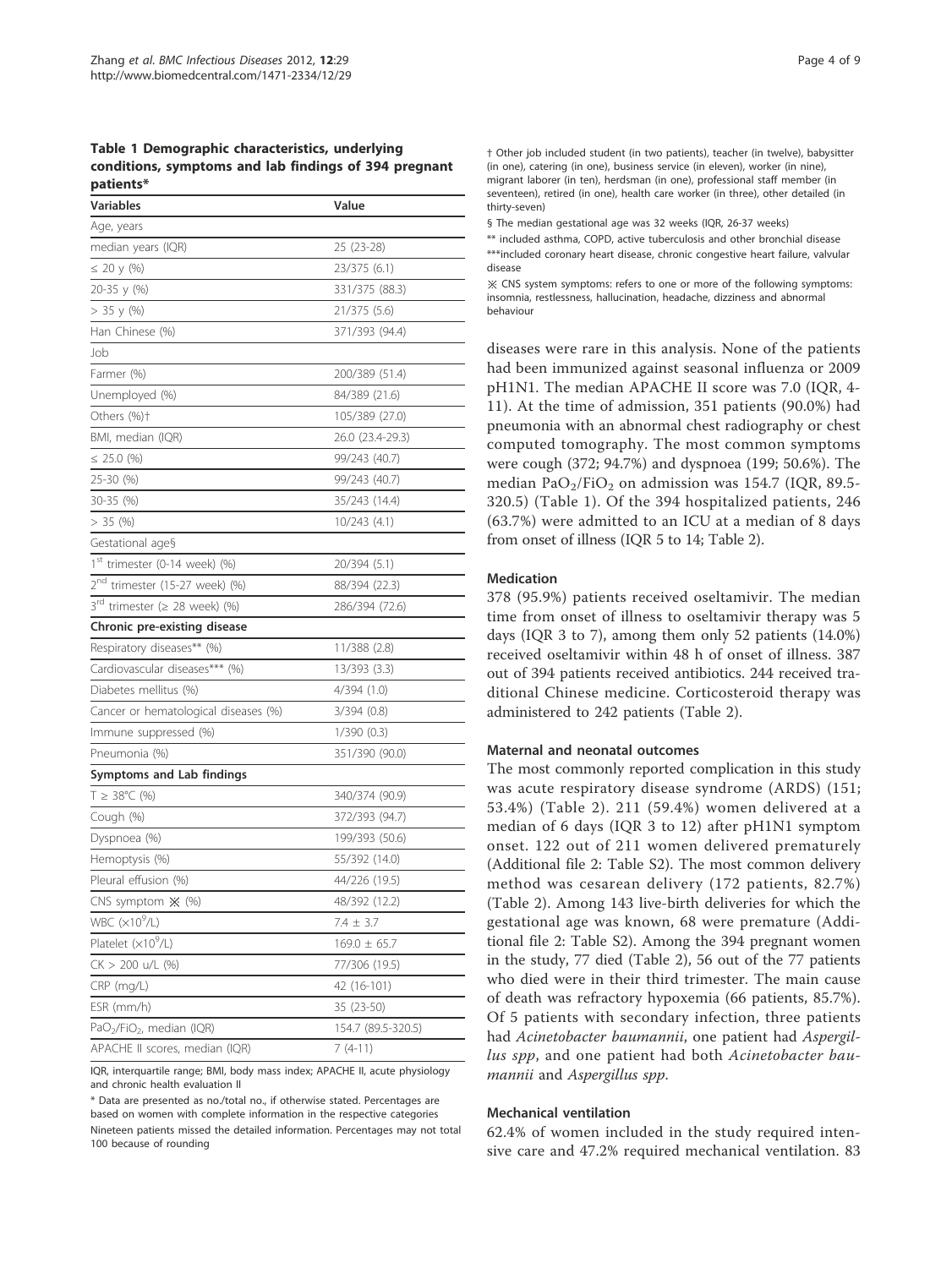**Table 1 Demographic characteristics, underlying conditions, symptoms and lab findings of 394 pregnant patients***

| Variables | Value |
| --- | --- |
| Age, years | |
| median years (IQR) | 25 (23-28) |
| ≤ 20 y (%) | 23/375 (6.1) |
| 20-35 y (%) | 331/375 (88.3) |
| > 35 y (%) | 21/375 (5.6) |
| Han Chinese (%) | 371/393 (94.4) |
| Job | |
| Farmer (%) | 200/389 (51.4) |
| Unemployed (%) | 84/389 (21.6) |
| Others (%)† | 105/389 (27.0) |
| BMI, median (IQR) | 26.0 (23.4-29.3) |
| ≤ 25.0 (%) | 99/243 (40.7) |
| 25-30 (%) | 99/243 (40.7) |
| 30-35 (%) | 35/243 (14.4) |
| > 35 (%) | 10/243 (4.1) |
| Gestational age§ | |
| 1st trimester (0-14 week) (%) | 20/394 (5.1) |
| 2nd trimester (15-27 week) (%) | 88/394 (22.3) |
| 3rd trimester (≥ 28 week) (%) | 286/394 (72.6) |
| **Chronic pre-existing disease** | |
| Respiratory diseases** (%) | 11/388 (2.8) |
| Cardiovascular diseases*** (%) | 13/393 (3.3) |
| Diabetes mellitus (%) | 4/394 (1.0) |
| Cancer or hematological diseases (%) | 3/394 (0.8) |
| Immune suppressed (%) | 1/390 (0.3) |
| Pneumonia (%) | 351/390 (90.0) |
| **Symptoms and Lab findings** | |
| T ≥ 38°C (%) | 340/374 (90.9) |
| Cough (%) | 372/393 (94.7) |
| Dyspnoea (%) | 199/393 (50.6) |
| Hemoptysis (%) | 55/392 (14.0) |
| Pleural effusion (%) | 44/226 (19.5) |
| CNS symptom ※ (%) | 48/392 (12.2) |
| WBC ($\times 10^9$/L) | 7.4 ± 3.7 |
| Platelet ($\times 10^9$/L) | 169.0 ± 65.7 |
| CK > 200 u/L (%) | 77/306 (19.5) |
| CRP (mg/L) | 42 (16-101) |
| ESR (mm/h) | 35 (23-50) |
| $PaO_2/FiO_2$, median (IQR) | 154.7 (89.5-320.5) |
| APACHE II scores, median (IQR) | 7 (4-11) |

IQR, interquartile range; BMI, body mass index; APACHE II, acute physiology and chronic health evaluation II

* Data are presented as no./total no., if otherwise stated. Percentages are based on women with complete information in the respective categories Nineteen patients missed the detailed information. Percentages may not total 100 because of rounding

† Other job included student (in two patients), teacher (in twelve), babysitter (in one), catering (in one), business service (in eleven), worker (in nine), migrant laborer (in ten), herdsman (in one), professional staff member (in seventeen), retired (in one), health care worker (in three), other detailed (in thirty-seven)

§ The median gestational age was 32 weeks (IQR, 26-37 weeks)

** included asthma, COPD, active tuberculosis and other bronchial disease

***included coronary heart disease, chronic congestive heart failure, valvular disease

※ CNS system symptoms: refers to one or more of the following symptoms: insomnia, restlessness, hallucination, headache, dizziness and abnormal behaviour

diseases were rare in this analysis. None of the patients had been immunized against seasonal influenza or 2009 pH1N1. The median APACHE II score was 7.0 (IQR, 4-11). At the time of admission, 351 patients (90.0%) had pneumonia with an abnormal chest radiography or chest computed tomography. The most common symptoms were cough (372; 94.7%) and dyspnoea (199; 50.6%). The median $PaO_2/FiO_2$ on admission was 154.7 (IQR, 89.5-320.5) (Table 1). Of the 394 hospitalized patients, 246 (63.7%) were admitted to an ICU at a median of 8 days from onset of illness (IQR 5 to 14; Table 2).

### Medication

378 (95.9%) patients received oseltamivir. The median time from onset of illness to oseltamivir therapy was 5 days (IQR 3 to 7), among them only 52 patients (14.0%) received oseltamivir within 48 h of onset of illness. 387 out of 394 patients received antibiotics. 244 received traditional Chinese medicine. Corticosteroid therapy was administered to 242 patients (Table 2).

### Maternal and neonatal outcomes

The most commonly reported complication in this study was acute respiratory disease syndrome (ARDS) (151; 53.4%) (Table 2). 211 (59.4%) women delivered at a median of 6 days (IQR 3 to 12) after pH1N1 symptom onset. 122 out of 211 women delivered prematurely (Additional file 2: Table S2). The most common delivery method was cesarean delivery (172 patients, 82.7%) (Table 2). Among 143 live-birth deliveries for which the gestational age was known, 68 were premature (Additional file 2: Table S2). Among the 394 pregnant women in the study, 77 died (Table 2), 56 out of the 77 patients who died were in their third trimester. The main cause of death was refractory hypoxemia (66 patients, 85.7%). Of 5 patients with secondary infection, three patients had *Acinetobacter baumannii*, one patient had *Aspergillus spp*, and one patient had both *Acinetobacter baumannii* and *Aspergillus spp*.

### Mechanical ventilation

62.4% of women included in the study required intensive care and 47.2% required mechanical ventilation. 83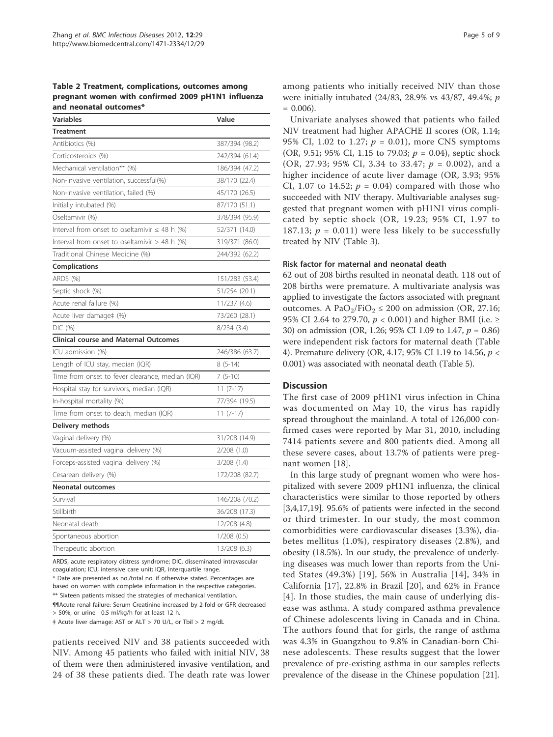**Table 2 Treatment, complications, outcomes among pregnant women with confirmed 2009 pH1N1 influenza and neonatal outcomes***

| Variables | Value |
|---|---|
| **Treatment** | |
| Antibiotics (%) | 387/394 (98.2) |
| Corticosteroids (%) | 242/394 (61.4) |
| Mechanical ventilation** (%) | 186/394 (47.2) |
| Non-invasive ventilation, successful(%) | 38/170 (22.4) |
| Non-invasive ventilation, failed (%) | 45/170 (26.5) |
| Initially intubated (%) | 87/170 (51.1) |
| Oseltamivir (%) | 378/394 (95.9) |
| Interval from onset to oseltamivir ≤ 48 h (%) | 52/371 (14.0) |
| Interval from onset to oseltamivir > 48 h (%) | 319/371 (86.0) |
| Traditional Chinese Medicine (%) | 244/392 (62.2) |
| **Complications** | |
| ARDS (%) | 151/283 (53.4) |
| Septic shock (%) | 51/254 (20.1) |
| Acute renal failure (%) | 11/237 (4.6) |
| Acute liver damage‡ (%) | 73/260 (28.1) |
| DIC (%) | 8/234 (3.4) |
| **Clinical course and Maternal Outcomes** | |
| ICU admission (%) | 246/386 (63.7) |
| Length of ICU stay, median (IQR) | 8 (5-14) |
| Time from onset to fever clearance, median (IQR) | 7 (5-10) |
| Hospital stay for survivors, median (IQR) | 11 (7-17) |
| In-hospital mortality (%) | 77/394 (19.5) |
| Time from onset to death, median (IQR) | 11 (7-17) |
| **Delivery methods** | |
| Vaginal delivery (%) | 31/208 (14.9) |
| Vacuum-assisted vaginal delivery (%) | 2/208 (1.0) |
| Forceps-assisted vaginal delivery (%) | 3/208 (1.4) |
| Cesarean delivery (%) | 172/208 (82.7) |
| **Neonatal outcomes** | |
| Survival | 146/208 (70.2) |
| Stillbirth | 36/208 (17.3) |
| Neonatal death | 12/208 (4.8) |
| Spontaneous abortion | 1/208 (0.5) |
| Therapeutic abortion | 13/208 (6.3) |

ARDS, acute respiratory distress syndrome; DIC, disseminated intravascular coagulation; ICU, intensive care unit; IQR, interquartile range.

* Date are presented as no./total no. if otherwise stated. Percentages are based on women with complete information in the respective categories.

** Sixteen patients missed the strategies of mechanical ventilation.

¶¶Acute renal failure: Serum Creatinine increased by 2-fold or GFR decreased > 50%, or urine 0.5 ml/kg/h for at least 12 h.

‡ Acute liver damage: AST or ALT > 70 U/L, or Tbil > 2 mg/dL

patients received NIV and 38 patients succeeded with NIV. Among 45 patients who failed with initial NIV, 38 of them were then administered invasive ventilation, and 24 of 38 these patients died. The death rate was lower among patients who initially received NIV than those were initially intubated (24/83, 28.9% vs 43/87, 49.4%; $p = 0.006$).

Univariate analyses showed that patients who failed NIV treatment had higher APACHE II scores (OR, 1.14; 95% CI, 1.02 to 1.27; $p = 0.01$), more CNS symptoms (OR, 9.51; 95% CI, 1.15 to 79.03; $p = 0.04$), septic shock (OR, 27.93; 95% CI, 3.34 to 33.47; $p = 0.002$), and a higher incidence of acute liver damage (OR, 3.93; 95% CI, 1.07 to 14.52; $p = 0.04$) compared with those who succeeded with NIV therapy. Multivariable analyses suggested that pregnant women with pH1N1 virus complicated by septic shock (OR, 19.23; 95% CI, 1.97 to 187.13; $p = 0.011$) were less likely to be successfully treated by NIV (Table 3).

### Risk factor for maternal and neonatal death

62 out of 208 births resulted in neonatal death. 118 out of 208 births were premature. A multivariate analysis was applied to investigate the factors associated with pregnant outcomes. A $PaO_2/FiO_2 \leq 200$ on admission (OR, 27.16; 95% CI 2.64 to 279.70, $p < 0.001$) and higher BMI (i.e. ≥ 30) on admission (OR, 1.26; 95% CI 1.09 to 1.47, $p = 0.86$) were independent risk factors for maternal death (Table 4). Premature delivery (OR, 4.17; 95% CI 1.19 to 14.56, $p < 0.001$) was associated with neonatal death (Table 5).

## Discussion

The first case of 2009 pH1N1 virus infection in China was documented on May 10, the virus has rapidly spread throughout the mainland. A total of 126,000 confirmed cases were reported by Mar 31, 2010, including 7414 patients severe and 800 patients died. Among all these severe cases, about 13.7% of patients were pregnant women [18].

In this large study of pregnant women who were hospitalized with severe 2009 pH1N1 influenza, the clinical characteristics were similar to those reported by others [3,4,17,19]. 95.6% of patients were infected in the second or third trimester. In our study, the most common comorbidities were cardiovascular diseases (3.3%), diabetes mellitus (1.0%), respiratory diseases (2.8%), and obesity (18.5%). In our study, the prevalence of underlying diseases was much lower than reports from the United States (49.3%) [19], 56% in Australia [14], 34% in California [17], 22.8% in Brazil [20], and 62% in France [4]. In those studies, the main cause of underlying disease was asthma. A study compared asthma prevalence of Chinese adolescents living in Canada and in China. The authors found that for girls, the range of asthma was 4.3% in Guangzhou to 9.8% in Canadian-born Chinese adolescents. These results suggest that the lower prevalence of pre-existing asthma in our samples reflects prevalence of the disease in the Chinese population [21].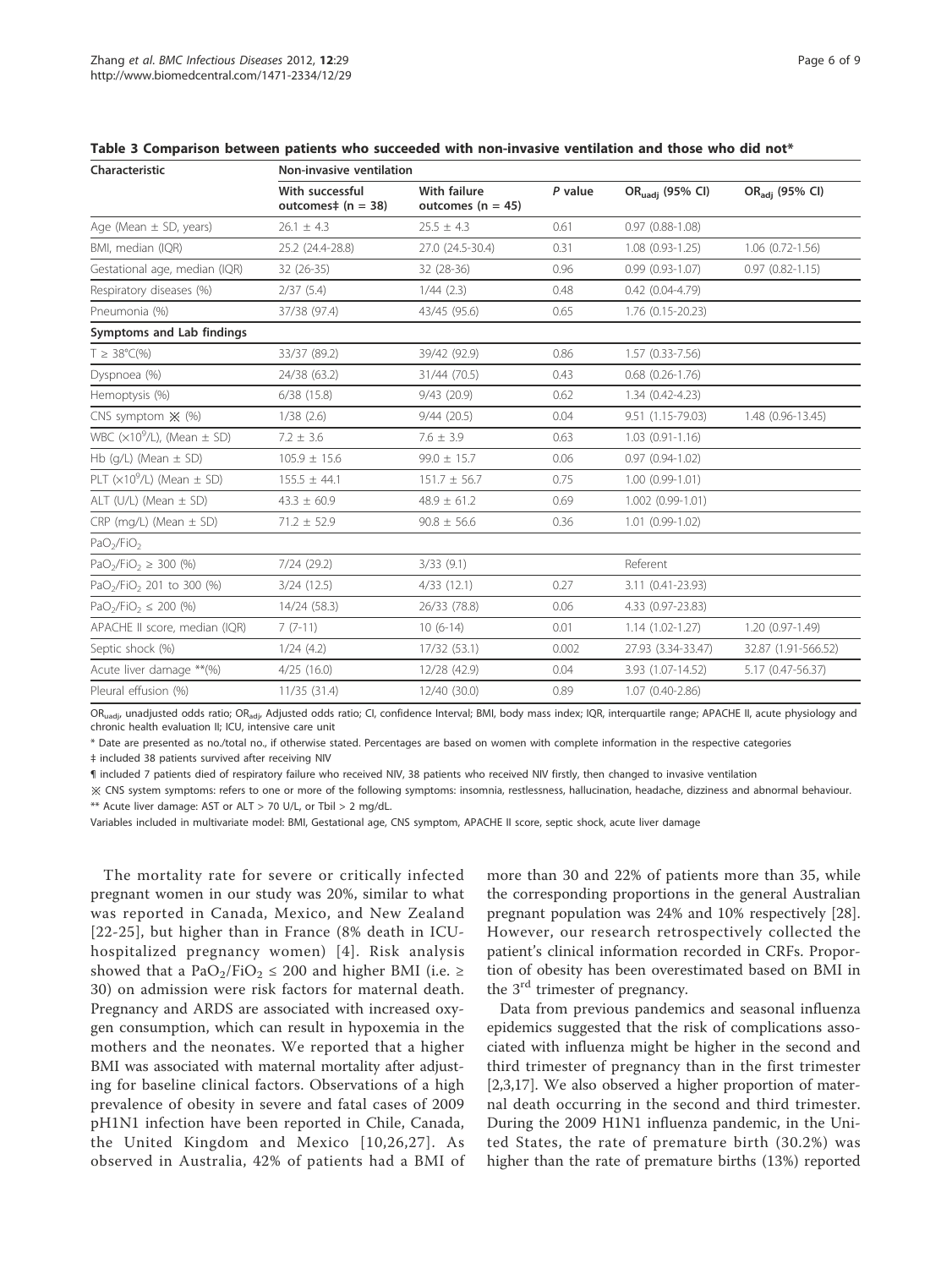**Table 3 Comparison between patients who succeeded with non-invasive ventilation and those who did not***

| Characteristic | Non-invasive ventilation | | | | |
|---|---|---|---|---|---|
| | With successful outcomes‡ (n = 38) | With failure outcomes (n = 45) | *P* value | $OR_{uadj}$ (95% CI) | $OR_{adj}$ (95% CI) |
| Age (Mean ± SD, years) | 26.1 ± 4.3 | 25.5 ± 4.3 | 0.61 | 0.97 (0.88-1.08) | |
| BMI, median (IQR) | 25.2 (24.4-28.8) | 27.0 (24.5-30.4) | 0.31 | 1.08 (0.93-1.25) | 1.06 (0.72-1.56) |
| Gestational age, median (IQR) | 32 (26-35) | 32 (28-36) | 0.96 | 0.99 (0.93-1.07) | 0.97 (0.82-1.15) |
| Respiratory diseases (%) | 2/37 (5.4) | 1/44 (2.3) | 0.48 | 0.42 (0.04-4.79) | |
| Pneumonia (%) | 37/38 (97.4) | 43/45 (95.6) | 0.65 | 1.76 (0.15-20.23) | |
| **Symptoms and Lab findings** | | | | | |
| T ≥ 38°C(%) | 33/37 (89.2) | 39/42 (92.9) | 0.86 | 1.57 (0.33-7.56) | |
| Dyspnoea (%) | 24/38 (63.2) | 31/44 (70.5) | 0.43 | 0.68 (0.26-1.76) | |
| Hemoptysis (%) | 6/38 (15.8) | 9/43 (20.9) | 0.62 | 1.34 (0.42-4.23) | |
| CNS symptom ※ (%) | 1/38 (2.6) | 9/44 (20.5) | 0.04 | 9.51 (1.15-79.03) | 1.48 (0.96-13.45) |
| WBC ($\times10^9$/L), (Mean ± SD) | 7.2 ± 3.6 | 7.6 ± 3.9 | 0.63 | 1.03 (0.91-1.16) | |
| Hb (g/L) (Mean ± SD) | 105.9 ± 15.6 | 99.0 ± 15.7 | 0.06 | 0.97 (0.94-1.02) | |
| PLT ($\times10^9$/L) (Mean ± SD) | 155.5 ± 44.1 | 151.7 ± 56.7 | 0.75 | 1.00 (0.99-1.01) | |
| ALT (U/L) (Mean ± SD) | 43.3 ± 60.9 | 48.9 ± 61.2 | 0.69 | 1.002 (0.99-1.01) | |
| CRP (mg/L) (Mean ± SD) | 71.2 ± 52.9 | 90.8 ± 56.6 | 0.36 | 1.01 (0.99-1.02) | |
| $PaO_2/FiO_2$ | | | | | |
| $PaO_2/FiO_2$ ≥ 300 (%) | 7/24 (29.2) | 3/33 (9.1) | | Referent | |
| $PaO_2/FiO_2$ 201 to 300 (%) | 3/24 (12.5) | 4/33 (12.1) | 0.27 | 3.11 (0.41-23.93) | |
| $PaO_2/FiO_2$ ≤ 200 (%) | 14/24 (58.3) | 26/33 (78.8) | 0.06 | 4.33 (0.97-23.83) | |
| APACHE II score, median (IQR) | 7 (7-11) | 10 (6-14) | 0.01 | 1.14 (1.02-1.27) | 1.20 (0.97-1.49) |
| Septic shock (%) | 1/24 (4.2) | 17/32 (53.1) | 0.002 | 27.93 (3.34-33.47) | 32.87 (1.91-566.52) |
| Acute liver damage **(%) | 4/25 (16.0) | 12/28 (42.9) | 0.04 | 3.93 (1.07-14.52) | 5.17 (0.47-56.37) |
| Pleural effusion (%) | 11/35 (31.4) | 12/40 (30.0) | 0.89 | 1.07 (0.40-2.86) | |

$OR_{uadj}$, unadjusted odds ratio; $OR_{adj}$, Adjusted odds ratio; CI, confidence Interval; BMI, body mass index; IQR, interquartile range; APACHE II, acute physiology and chronic health evaluation II; ICU, intensive care unit

* Date are presented as no./total no., if otherwise stated. Percentages are based on women with complete information in the respective categories

‡ included 38 patients survived after receiving NIV

¶ included 7 patients died of respiratory failure who received NIV, 38 patients who received NIV firstly, then changed to invasive ventilation

※ CNS system symptoms: refers to one or more of the following symptoms: insomnia, restlessness, hallucination, headache, dizziness and abnormal behaviour.

** Acute liver damage: AST or ALT > 70 U/L, or Tbil > 2 mg/dL.

Variables included in multivariate model: BMI, Gestational age, CNS symptom, APACHE II score, septic shock, acute liver damage

The mortality rate for severe or critically infected pregnant women in our study was 20%, similar to what was reported in Canada, Mexico, and New Zealand [22-25], but higher than in France (8% death in ICU-hospitalized pregnancy women) [4]. Risk analysis showed that a $PaO_2/FiO_2$ ≤ 200 and higher BMI (i.e. ≥ 30) on admission were risk factors for maternal death. Pregnancy and ARDS are associated with increased oxygen consumption, which can result in hypoxemia in the mothers and the neonates. We reported that a higher BMI was associated with maternal mortality after adjusting for baseline clinical factors. Observations of a high prevalence of obesity in severe and fatal cases of 2009 pH1N1 infection have been reported in Chile, Canada, the United Kingdom and Mexico [10,26,27]. As observed in Australia, 42% of patients had a BMI of more than 30 and 22% of patients more than 35, while the corresponding proportions in the general Australian pregnant population was 24% and 10% respectively [28]. However, our research retrospectively collected the patient's clinical information recorded in CRFs. Proportion of obesity has been overestimated based on BMI in the 3rd trimester of pregnancy.

Data from previous pandemics and seasonal influenza epidemics suggested that the risk of complications associated with influenza might be higher in the second and third trimester of pregnancy than in the first trimester [2,3,17]. We also observed a higher proportion of maternal death occurring in the second and third trimester. During the 2009 H1N1 influenza pandemic, in the United States, the rate of premature birth (30.2%) was higher than the rate of premature births (13%) reported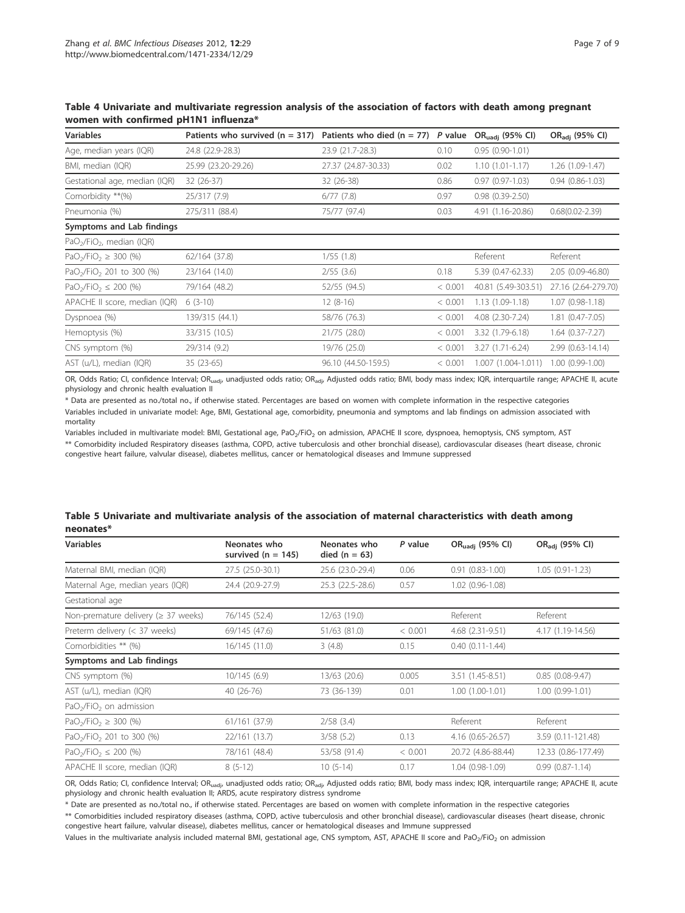**Table 4 Univariate and multivariate regression analysis of the association of factors with death among pregnant women with confirmed pH1N1 influenza***

| Variables | Patients who survived (n = 317) | Patients who died (n = 77) | *P* value | $OR_{uadj}$ (95% CI) | $OR_{adj}$ (95% CI) |
|---|---|---|---|---|---|
| Age, median years (IQR) | 24.8 (22.9-28.3) | 23.9 (21.7-28.3) | 0.10 | 0.95 (0.90-1.01) | |
| BMI, median (IQR) | 25.99 (23.20-29.26) | 27.37 (24.87-30.33) | 0.02 | 1.10 (1.01-1.17) | 1.26 (1.09-1.47) |
| Gestational age, median (IQR) | 32 (26-37) | 32 (26-38) | 0.86 | 0.97 (0.97-1.03) | 0.94 (0.86-1.03) |
| Comorbidity **(%) | 25/317 (7.9) | 6/77 (7.8) | 0.97 | 0.98 (0.39-2.50) | |
| Pneumonia (%) | 275/311 (88.4) | 75/77 (97.4) | 0.03 | 4.91 (1.16-20.86) | 0.68(0.02-2.39) |
| **Symptoms and Lab findings** | | | | | |
| $PaO_2/FiO_2$, median (IQR) | | | | | |
| $PaO_2/FiO_2 \geq 300$ (%) | 62/164 (37.8) | 1/55 (1.8) | | Referent | Referent |
| $PaO_2/FiO_2$ 201 to 300 (%) | 23/164 (14.0) | 2/55 (3.6) | 0.18 | 5.39 (0.47-62.33) | 2.05 (0.09-46.80) |
| $PaO_2/FiO_2 \leq 200$ (%) | 79/164 (48.2) | 52/55 (94.5) | < 0.001 | 40.81 (5.49-303.51) | 27.16 (2.64-279.70) |
| APACHE II score, median (IQR) | 6 (3-10) | 12 (8-16) | < 0.001 | 1.13 (1.09-1.18) | 1.07 (0.98-1.18) |
| Dyspnoea (%) | 139/315 (44.1) | 58/76 (76.3) | < 0.001 | 4.08 (2.30-7.24) | 1.81 (0.47-7.05) |
| Hemoptysis (%) | 33/315 (10.5) | 21/75 (28.0) | < 0.001 | 3.32 (1.79-6.18) | 1.64 (0.37-7.27) |
| CNS symptom (%) | 29/314 (9.2) | 19/76 (25.0) | < 0.001 | 3.27 (1.71-6.24) | 2.99 (0.63-14.14) |
| AST (u/L), median (IQR) | 35 (23-65) | 96.10 (44.50-159.5) | < 0.001 | 1.007 (1.004-1.011) | 1.00 (0.99-1.00) |

OR, Odds Ratio; CI, confidence Interval; $OR_{uadj}$, unadjusted odds ratio; $OR_{adj}$, Adjusted odds ratio; BMI, body mass index; IQR, interquartile range; APACHE II, acute physiology and chronic health evaluation II

* Data are presented as no./total no., if otherwise stated. Percentages are based on women with complete information in the respective categories

Variables included in univariate model: Age, BMI, Gestational age, comorbidity, pneumonia and symptoms and lab findings on admission associated with mortality

Variables included in multivariate model: BMI, Gestational age, $PaO_2/FiO_2$ on admission, APACHE II score, dyspnoea, hemoptysis, CNS symptom, AST

** Comorbidity included Respiratory diseases (asthma, COPD, active tuberculosis and other bronchial disease), cardiovascular diseases (heart disease, chronic congestive heart failure, valvular disease), diabetes mellitus, cancer or hematological diseases and Immune suppressed

**Table 5 Univariate and multivariate analysis of the association of maternal characteristics with death among neonates***

| Variables | Neonates who survived (n = 145) | Neonates who died (n = 63) | *P* value | $OR_{uadj}$ (95% CI) | $OR_{adj}$ (95% CI) |
|---|---|---|---|---|---|
| Maternal BMI, median (IQR) | 27.5 (25.0-30.1) | 25.6 (23.0-29.4) | 0.06 | 0.91 (0.83-1.00) | 1.05 (0.91-1.23) |
| Maternal Age, median years (IQR) | 24.4 (20.9-27.9) | 25.3 (22.5-28.6) | 0.57 | 1.02 (0.96-1.08) | |
| Gestational age | | | | | |
| Non-premature delivery (≥ 37 weeks) | 76/145 (52.4) | 12/63 (19.0) | | Referent | Referent |
| Preterm delivery (< 37 weeks) | 69/145 (47.6) | 51/63 (81.0) | < 0.001 | 4.68 (2.31-9.51) | 4.17 (1.19-14.56) |
| Comorbidities ** (%) | 16/145 (11.0) | 3 (4.8) | 0.15 | 0.40 (0.11-1.44) | |
| **Symptoms and Lab findings** | | | | | |
| CNS symptom (%) | 10/145 (6.9) | 13/63 (20.6) | 0.005 | 3.51 (1.45-8.51) | 0.85 (0.08-9.47) |
| AST (u/L), median (IQR) | 40 (26-76) | 73 (36-139) | 0.01 | 1.00 (1.00-1.01) | 1.00 (0.99-1.01) |
| $PaO_2/FiO_2$ on admission | | | | | |
| $PaO_2/FiO_2 \geq 300$ (%) | 61/161 (37.9) | 2/58 (3.4) | | Referent | Referent |
| $PaO_2/FiO_2$ 201 to 300 (%) | 22/161 (13.7) | 3/58 (5.2) | 0.13 | 4.16 (0.65-26.57) | 3.59 (0.11-121.48) |
| $PaO_2/FiO_2 \leq 200$ (%) | 78/161 (48.4) | 53/58 (91.4) | < 0.001 | 20.72 (4.86-88.44) | 12.33 (0.86-177.49) |
| APACHE II score, median (IQR) | 8 (5-12) | 10 (5-14) | 0.17 | 1.04 (0.98-1.09) | 0.99 (0.87-1.14) |

OR, Odds Ratio; CI, confidence Interval; $OR_{uadj}$, unadjusted odds ratio; $OR_{adj}$, Adjusted odds ratio; BMI, body mass index; IQR, interquartile range; APACHE II, acute physiology and chronic health evaluation II; ARDS, acute respiratory distress syndrome

* Date are presented as no./total no., if otherwise stated. Percentages are based on women with complete information in the respective categories

** Comorbidities included respiratory diseases (asthma, COPD, active tuberculosis and other bronchial disease), cardiovascular diseases (heart disease, chronic congestive heart failure, valvular disease), diabetes mellitus, cancer or hematological diseases and Immune suppressed

Values in the multivariate analysis included maternal BMI, gestational age, CNS symptom, AST, APACHE II score and $PaO_2/FiO_2$ on admission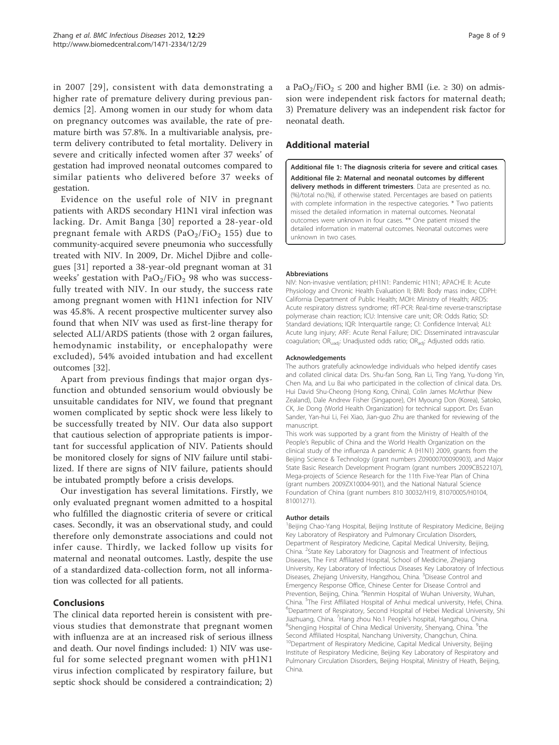in 2007 [29], consistent with data demonstrating a higher rate of premature delivery during previous pandemics [2]. Among women in our study for whom data on pregnancy outcomes was available, the rate of premature birth was 57.8%. In a multivariable analysis, preterm delivery contributed to fetal mortality. Delivery in severe and critically infected women after 37 weeks' of gestation had improved neonatal outcomes compared to similar patients who delivered before 37 weeks of gestation.

Evidence on the useful role of NIV in pregnant patients with ARDS secondary H1N1 viral infection was lacking. Dr. Amit Banga [30] reported a 28-year-old pregnant female with ARDS ($PaO_2/FiO_2$ 155) due to community-acquired severe pneumonia who successfully treated with NIV. In 2009, Dr. Michel Djibre and collegues [31] reported a 38-year-old pregnant woman at 31 weeks' gestation with $PaO_2/FiO_2$ 98 who was successfully treated with NIV. In our study, the success rate among pregnant women with H1N1 infection for NIV was 45.8%. A recent prospective multicenter survey also found that when NIV was used as first-line therapy for selected ALI/ARDS patients (those with 2 organ failures, hemodynamic instability, or encephalopathy were excluded), 54% avoided intubation and had excellent outcomes [32].

Apart from previous findings that major organ dysfunction and obtunded sensorium would obviously be unsuitable candidates for NIV, we found that pregnant women complicated by septic shock were less likely to be successfully treated by NIV. Our data also support that cautious selection of appropriate patients is important for successful application of NIV. Patients should be monitored closely for signs of NIV failure until stabilized. If there are signs of NIV failure, patients should be intubated promptly before a crisis develops.

Our investigation has several limitations. Firstly, we only evaluated pregnant women admitted to a hospital who fulfilled the diagnostic criteria of severe or critical cases. Secondly, it was an observational study, and could therefore only demonstrate associations and could not infer cause. Thirdly, we lacked follow up visits for maternal and neonatal outcomes. Lastly, despite the use of a standardized data-collection form, not all information was collected for all patients.

## Conclusions

The clinical data reported herein is consistent with previous studies that demonstrate that pregnant women with influenza are at an increased risk of serious illness and death. Our novel findings included: 1) NIV was useful for some selected pregnant women with pH1N1 virus infection complicated by respiratory failure, but septic shock should be considered a contraindication; 2) a $PaO_2/FiO_2 \leq 200$ and higher BMI (i.e. $\geq 30$) on admission were independent risk factors for maternal death; 3) Premature delivery was an independent risk factor for neonatal death.

## Additional material

**Additional file 1: The diagnosis criteria for severe and critical cases.**

**Additional file 2: Maternal and neonatal outcomes by different delivery methods in different trimesters**. Data are presented as no. (%)/total no.(%), if otherwise stated. Percentages are based on patients with complete information in the respective categories. * Two patients missed the detailed information in maternal outcomes. Neonatal outcomes were unknown in four cases. ** One patient missed the detailed information in maternal outcomes. Neonatal outcomes were unknown in two cases.

#### Abbreviations

NIV: Non-invasive ventilation; pH1N1: Pandemic H1N1; APACHE II: Acute Physiology and Chronic Health Evaluation II; BMI: Body mass index; CDPH: California Department of Public Health; MOH: Ministry of Health; ARDS: Acute respiratory distress syndrome; rRT-PCR: Real-time reverse-transcriptase polymerase chain reaction; ICU: Intensive care unit; OR: Odds Ratio; SD: Standard deviations; IQR: Interquartile range; CI: Confidence Interval; ALI: Acute lung injury; ARF: Acute Renal Failure; DIC: Disseminated intravascular coagulation; $OR_{uadj}$: Unadjusted odds ratio; $OR_{adj}$: Adjusted odds ratio.

#### Acknowledgements

The authors gratefully acknowledge individuals who helped identify cases and collated clinical data: Drs. Shu-fan Song, Ran Li, Ting Yang, Yu-dong Yin, Chen Ma, and Lu Bai who participated in the collection of clinical data. Drs. Hui David Shu-Cheong (Hong Kong, China), Colin James McArthur (New Zealand), Dale Andrew Fisher (Singapore), OH Myoung Don (Korea), Satoko, CK, Jie Dong (World Health Organization) for technical support. Drs Evan Sander, Yan-hui Li, Fei Xiao, Jian-guo Zhu are thanked for reviewing of the manuscript.

This work was supported by a grant from the Ministry of Health of the People's Republic of China and the World Health Organization on the clinical study of the influenza A pandemic A (H1N1) 2009, grants from the Beijing Science & Technology (grant numbers Z09000700090903), and Major State Basic Research Development Program (grant numbers 2009CB522107), Mega-projects of Science Research for the 11th Five-Year Plan of China (grant numbers 2009ZX10004-901), and the National Natural Science Foundation of China (grant numbers 810 30032/H19, 81070005/H0104, 81001271).

#### Author details

[1]Beijing Chao-Yang Hospital, Beijing Institute of Respiratory Medicine, Beijing Key Laboratory of Respiratory and Pulmonary Circulation Disorders, Department of Respiratory Medicine, Capital Medical University, Beijing, China. [2]State Key Laboratory for Diagnosis and Treatment of Infectious Diseases, The First Affiliated Hospital, School of Medicine, Zhejiang University, Key Laboratory of Infectious Diseases Key Laboratory of Infectious Diseases, Zhejiang University, Hangzhou, China. [3]Disease Control and Emergency Response Office, Chinese Center for Disease Control and Prevention, Beijing, China. [4]Renmin Hospital of Wuhan University, Wuhan, China. [5]The First Affiliated Hospital of Anhui medical university, Hefei, China. [6]Department of Respiratory, Second Hospital of Hebei Medical University, Shi Jiazhuang, China. [7]Hang zhou No.1 People's hospital, Hangzhou, China. [8]Shengjing Hospital of China Medical University, Shenyang, China. [9]the Second Affiliated Hospital, Nanchang University, Changchun, China. [10]Department of Respiratory Medicine, Capital Medical University, Beijing Institute of Respiratory Medicine, Beijing Key Laboratory of Respiratory and Pulmonary Circulation Disorders, Beijing Hospital, Ministry of Heath, Beijing, China.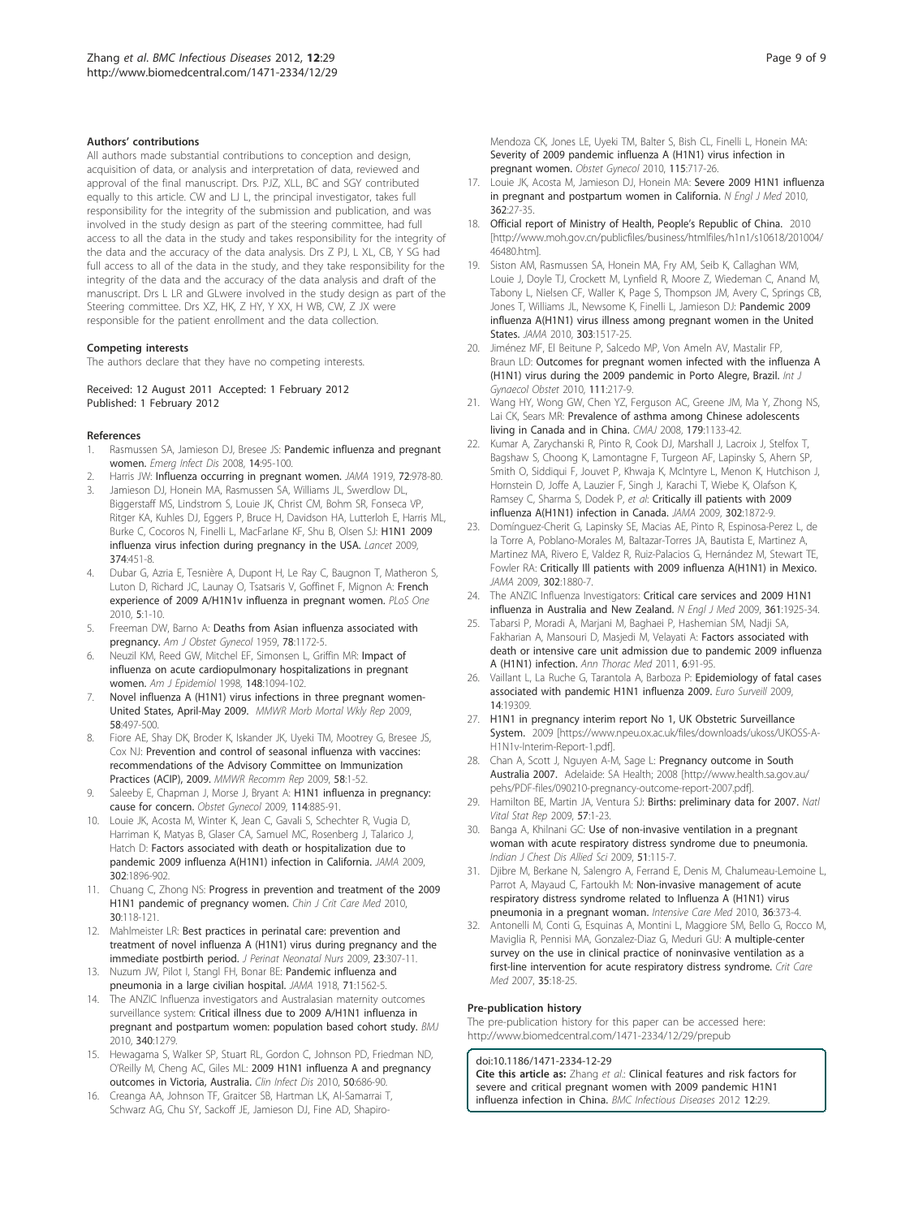### Authors' contributions

All authors made substantial contributions to conception and design, acquisition of data, or analysis and interpretation of data, reviewed and approval of the final manuscript. Drs. PJZ, XLL, BC and SGY contributed equally to this article. CW and LJ L, the principal investigator, takes full responsibility for the integrity of the submission and publication, and was involved in the study design as part of the steering committee, had full access to all the data in the study and takes responsibility for the integrity of the data and the accuracy of the data analysis. Drs Z PJ, L XL, CB, Y SG had full access to all of the data in the study, and they take responsibility for the integrity of the data and the accuracy of the data analysis and draft of the manuscript. Drs L LR and GLwere involved in the study design as part of the Steering committee. Drs XZ, HK, Z HY, Y XX, H WB, CW, Z JX were responsible for the patient enrollment and the data collection.

### Competing interests

The authors declare that they have no competing interests.

Received: 12 August 2011 Accepted: 1 February 2012
Published: 1 February 2012

### References

1. Rasmussen SA, Jamieson DJ, Bresee JS: **Pandemic influenza and pregnant women.** *Emerg Infect Dis* 2008, **14**:95-100.
2. Harris JW: **Influenza occurring in pregnant women.** *JAMA* 1919, **72**:978-80.
3. Jamieson DJ, Honein MA, Rasmussen SA, Williams JL, Swerdlow DL, Biggerstaff MS, Lindstrom S, Louie JK, Christ CM, Bohm SR, Fonseca VP, Ritger KA, Kuhles DJ, Eggers P, Bruce H, Davidson HA, Lutterloh E, Harris ML, Burke C, Cocoros N, Finelli L, MacFarlane KF, Shu B, Olsen SJ: **H1N1 2009 influenza virus infection during pregnancy in the USA.** *Lancet* 2009, **374**:451-8.
4. Dubar G, Azria E, Tesnière A, Dupont H, Le Ray C, Baugnon T, Matheron S, Luton D, Richard JC, Launay O, Tsatsaris V, Goffinet F, Mignon A: **French experience of 2009 A/H1N1v influenza in pregnant women.** *PLoS One* 2010, **5**:1-10.
5. Freeman DW, Barno A: **Deaths from Asian influenza associated with pregnancy.** *Am J Obstet Gynecol* 1959, **78**:1172-5.
6. Neuzil KM, Reed GW, Mitchel EF, Simonsen L, Griffin MR: **Impact of influenza on acute cardiopulmonary hospitalizations in pregnant women.** *Am J Epidemiol* 1998, **148**:1094-102.
7. **Novel influenza A (H1N1) virus infections in three pregnant women-United States, April-May 2009.** *MMWR Morb Mortal Wkly Rep* 2009, **58**:497-500.
8. Fiore AE, Shay DK, Broder K, Iskander JK, Uyeki TM, Mootrey G, Bresee JS, Cox NJ: **Prevention and control of seasonal influenza with vaccines: recommendations of the Advisory Committee on Immunization Practices (ACIP), 2009.** *MMWR Recomm Rep* 2009, **58**:1-52.
9. Saleeby E, Chapman J, Morse J, Bryant A: **H1N1 influenza in pregnancy: cause for concern.** *Obstet Gynecol* 2009, **114**:885-91.
10. Louie JK, Acosta M, Winter K, Jean C, Gavali S, Schechter R, Vugia D, Harriman K, Matyas B, Glaser CA, Samuel MC, Rosenberg J, Talarico J, Hatch D: **Factors associated with death or hospitalization due to pandemic 2009 influenza A(H1N1) infection in California.** *JAMA* 2009, **302**:1896-902.
11. Chuang C, Zhong NS: **Progress in prevention and treatment of the 2009 H1N1 pandemic of pregnancy women.** *Chin J Crit Care Med* 2010, **30**:118-121.
12. Mahlmeister LR: **Best practices in perinatal care: prevention and treatment of novel influenza A (H1N1) virus during pregnancy and the immediate postbirth period.** *J Perinat Neonatal Nurs* 2009, **23**:307-11.
13. Nuzum JW, Pilot I, Stangl FH, Bonar BE: **Pandemic influenza and pneumonia in a large civilian hospital.** *JAMA* 1918, **71**:1562-5.
14. The ANZIC Influenza investigators and Australasian maternity outcomes surveillance system: **Critical illness due to 2009 A/H1N1 influenza in pregnant and postpartum women: population based cohort study.** *BMJ* 2010, **340**:1279.
15. Hewagama S, Walker SP, Stuart RL, Gordon C, Johnson PD, Friedman ND, O'Reilly M, Cheng AC, Giles ML: **2009 H1N1 influenza A and pregnancy outcomes in Victoria, Australia.** *Clin Infect Dis* 2010, **50**:686-90.
16. Creanga AA, Johnson TF, Graitcer SB, Hartman LK, Al-Samarrai T, Schwarz AG, Chu SY, Sackoff JE, Jamieson DJ, Fine AD, Shapiro-Mendoza CK, Jones LE, Uyeki TM, Balter S, Bish CL, Finelli L, Honein MA: **Severity of 2009 pandemic influenza A (H1N1) virus infection in pregnant women.** *Obstet Gynecol* 2010, **115**:717-26.
17. Louie JK, Acosta M, Jamieson DJ, Honein MA: **Severe 2009 H1N1 influenza in pregnant and postpartum women in California.** *N Engl J Med* 2010, **362**:27-35.
18. **Official report of Ministry of Health, People's Republic of China.** 2010 [http://www.moh.gov.cn/publicfiles/business/htmlfiles/h1n1/s10618/201004/46480.htm].
19. Siston AM, Rasmussen SA, Honein MA, Fry AM, Seib K, Callaghan WM, Louie J, Doyle TJ, Crockett M, Lynfield R, Moore Z, Wiedeman C, Anand M, Tabony L, Nielsen CF, Waller K, Page S, Thompson JM, Avery C, Springs CB, Jones T, Williams JL, Newsome K, Finelli L, Jamieson DJ: **Pandemic 2009 influenza A(H1N1) virus illness among pregnant women in the United States.** *JAMA* 2010, **303**:1517-25.
20. Jiménez MF, El Beitune P, Salcedo MP, Von Ameln AV, Mastalir FP, Braun LD: **Outcomes for pregnant women infected with the influenza A (H1N1) virus during the 2009 pandemic in Porto Alegre, Brazil.** *Int J Gynaecol Obstet* 2010, **111**:217-9.
21. Wang HY, Wong GW, Chen YZ, Ferguson AC, Greene JM, Ma Y, Zhong NS, Lai CK, Sears MR: **Prevalence of asthma among Chinese adolescents living in Canada and in China.** *CMAJ* 2008, **179**:1133-42.
22. Kumar A, Zarychanski R, Pinto R, Cook DJ, Marshall J, Lacroix J, Stelfox T, Bagshaw S, Choong K, Lamontagne F, Turgeon AF, Lapinsky S, Ahern SP, Smith O, Siddiqui F, Jouvet P, Khwaja K, McIntyre L, Menon K, Hutchison J, Hornstein D, Joffe A, Lauzier F, Singh J, Karachi T, Wiebe K, Olafson K, Ramsey C, Sharma S, Dodek P, *et al*: **Critically ill patients with 2009 influenza A(H1N1) infection in Canada.** *JAMA* 2009, **302**:1872-9.
23. Domínguez-Cherit G, Lapinsky SE, Macias AE, Pinto R, Espinosa-Perez L, de la Torre A, Poblano-Morales M, Baltazar-Torres JA, Bautista E, Martinez A, Martinez MA, Rivero E, Valdez R, Ruiz-Palacios G, Hernández M, Stewart TE, Fowler RA: **Critically Ill patients with 2009 influenza A(H1N1) in Mexico.** *JAMA* 2009, **302**:1880-7.
24. The ANZIC Influenza Investigators: **Critical care services and 2009 H1N1 influenza in Australia and New Zealand.** *N Engl J Med* 2009, **361**:1925-34.
25. Tabarsi P, Moradi A, Marjani M, Baghaei P, Hashemian SM, Nadji SA, Fakharian A, Mansouri D, Masjedi M, Velayati A: **Factors associated with death or intensive care unit admission due to pandemic 2009 influenza A (H1N1) infection.** *Ann Thorac Med* 2011, **6**:91-95.
26. Vaillant L, La Ruche G, Tarantola A, Barboza P: **Epidemiology of fatal cases associated with pandemic H1N1 influenza 2009.** *Euro Surveill* 2009, **14**:19309.
27. **H1N1 in pregnancy interim report No 1, UK Obstetric Surveillance System.** 2009 [https://www.npeu.ox.ac.uk/files/downloads/ukoss/UKOSS-A-H1N1v-Interim-Report-1.pdf].
28. Chan A, Scott J, Nguyen A-M, Sage L: **Pregnancy outcome in South Australia 2007.** Adelaide: SA Health; 2008 [http://www.health.sa.gov.au/pehs/PDF-files/090210-pregnancy-outcome-report-2007.pdf].
29. Hamilton BE, Martin JA, Ventura SJ: **Births: preliminary data for 2007.** *Natl Vital Stat Rep* 2009, **57**:1-23.
30. Banga A, Khilnani GC: **Use of non-invasive ventilation in a pregnant woman with acute respiratory distress syndrome due to pneumonia.** *Indian J Chest Dis Allied Sci* 2009, **51**:115-7.
31. Djibre M, Berkane N, Salengro A, Ferrand E, Denis M, Chalumeau-Lemoine L, Parrot A, Mayaud C, Fartoukh M: **Non-invasive management of acute respiratory distress syndrome related to Influenza A (H1N1) virus pneumonia in a pregnant woman.** *Intensive Care Med* 2010, **36**:373-4.
32. Antonelli M, Conti G, Esquinas A, Montini L, Maggiore SM, Bello G, Rocco M, Maviglia R, Pennisi MA, Gonzalez-Diaz G, Meduri GU: **A multiple-center survey on the use in clinical practice of noninvasive ventilation as a first-line intervention for acute respiratory distress syndrome.** *Crit Care Med* 2007, **35**:18-25.

### Pre-publication history

The pre-publication history for this paper can be accessed here: http://www.biomedcentral.com/1471-2334/12/29/prepub

doi:10.1186/1471-2334-12-29

**Cite this article as:** Zhang *et al.*: Clinical features and risk factors for severe and critical pregnant women with 2009 pandemic H1N1 influenza infection in China. *BMC Infectious Diseases* 2012 **12**:29.